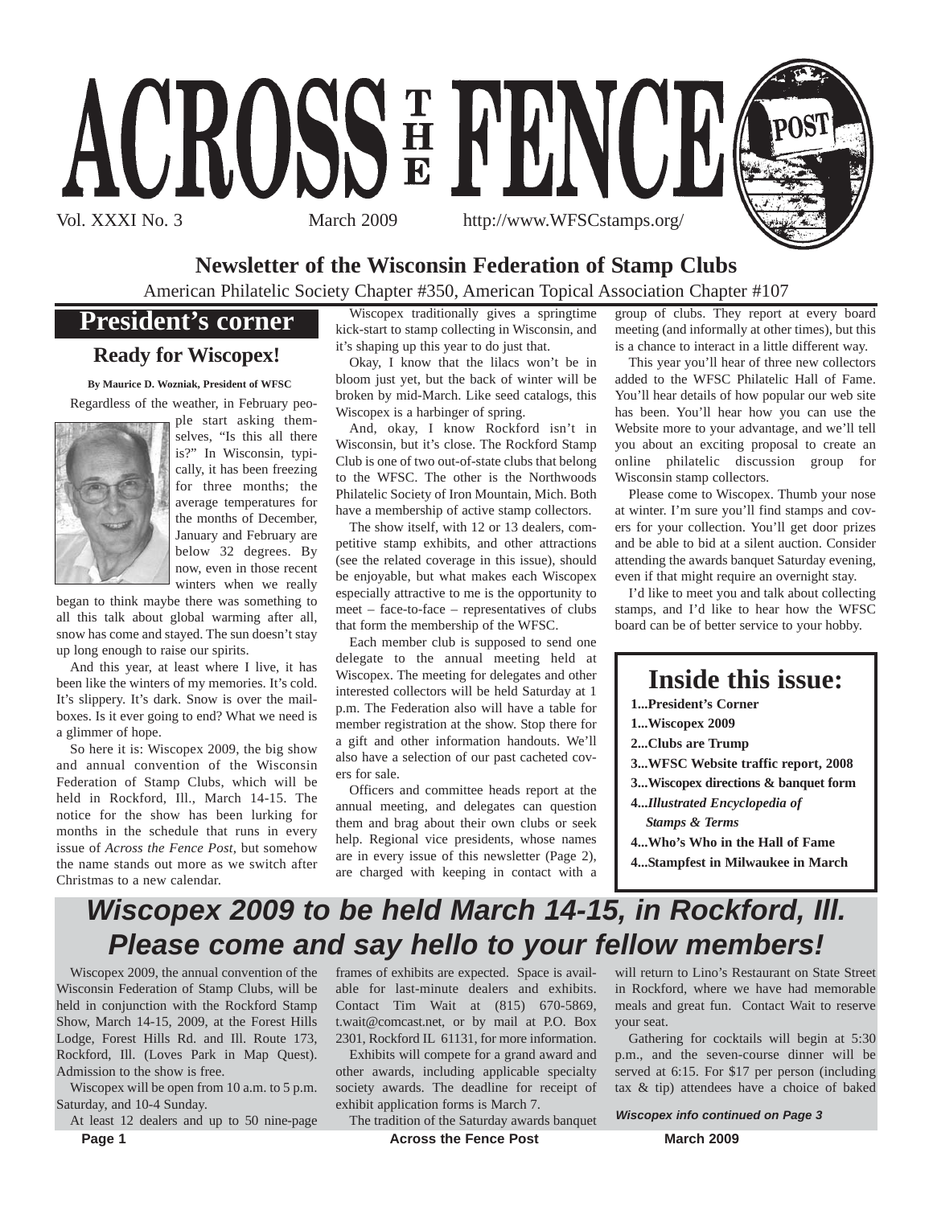# ACROSS THE FENCE POST

Vol. XXXI No. 3 March 2009 http://www.WFSCstamps.org/

## Newsletter of the Wisconsin Federation of Stamp Clubs

American Philatelic Society Chapter #350, American Topical Association Chapter #107

## President's corner

### Ready for Wiscopex!

**By Maurice D. Wozniak, President of WFSC**

Regardless of the weather, in February people start asking themselves, "Is this all there is?" In Wisconsin, typically, it has been freezing for three months; the average temperatures for the months of December, January and February are below 32 degrees. By now, even in those recent winters when we really began to think maybe there was something to all this talk about global warming after all, snow has come and stayed. The sun doesn't stay up long enough to raise our spirits.

And this year, at least where I live, it has been like the winters of my memories. It's cold. It's slippery. It's dark. Snow is over the mailboxes. Is it ever going to end? What we need is a glimmer of hope.

So here it is: Wiscopex 2009, the big show and annual convention of the Wisconsin Federation of Stamp Clubs, which will be held in Rockford, Ill., March 14-15. The notice for the show has been lurking for months in the schedule that runs in every issue of *Across the Fence Post*, but somehow the name stands out more as we switch after Christmas to a new calendar.

Wiscopex traditionally gives a springtime kick-start to stamp collecting in Wisconsin, and it's shaping up this year to do just that.

Okay, I know that the lilacs won't be in bloom just yet, but the back of winter will be broken by mid-March. Like seed catalogs, this Wiscopex is a harbinger of spring.

And, okay, I know Rockford isn't in Wisconsin, but it's close. The Rockford Stamp Club is one of two out-of-state clubs that belong to the WFSC. The other is the Northwoods Philatelic Society of Iron Mountain, Mich. Both have a membership of active stamp collectors.

The show itself, with 12 or 13 dealers, competitive stamp exhibits, and other attractions (see the related coverage in this issue), should be enjoyable, but what makes each Wiscopex especially attractive to me is the opportunity to meet – face-to-face – representatives of clubs that form the membership of the WFSC.

Each member club is supposed to send one delegate to the annual meeting held at Wiscopex. The meeting for delegates and other interested collectors will be held Saturday at 1 p.m. The Federation also will have a table for member registration at the show. Stop there for a gift and other information handouts. We'll also have a selection of our past cacheted covers for sale.

Officers and committee heads report at the annual meeting, and delegates can question them and brag about their own clubs or seek help. Regional vice presidents, whose names are in every issue of this newsletter (Page 2), are charged with keeping in contact with a group of clubs. They report at every board meeting (and informally at other times), but this is a chance to interact in a little different way.

This year you'll hear of three new collectors added to the WFSC Philatelic Hall of Fame. You'll hear details of how popular our web site has been. You'll hear how you can use the Website more to your advantage, and we'll tell you about an exciting proposal to create an online philatelic discussion group for Wisconsin stamp collectors.

Please come to Wiscopex. Thumb your nose at winter. I'm sure you'll find stamps and covers for your collection. You'll get door prizes and be able to bid at a silent auction. Consider attending the awards banquet Saturday evening, even if that might require an overnight stay.

I'd like to meet you and talk about collecting stamps, and I'd like to hear how the WFSC board can be of better service to your hobby.

## Inside this issue:

- **1...President's Corner**
- **1...Wiscopex 2009**
- **2...Clubs are Trump**
- **3...WFSC Website traffic report, 2008**
- **3...Wiscopex directions & banquet form**
- **4...*Illustrated Encyclopedia of Stamps & Terms***
- **4...Who's Who in the Hall of Fame**
- **4...Stampfest in Milwaukee in March**

## *Wiscopex 2009 to be held March 14-15, in Rockford, Ill. Please come and say hello to your fellow members!*

Wiscopex 2009, the annual convention of the Wisconsin Federation of Stamp Clubs, will be held in conjunction with the Rockford Stamp Show, March 14-15, 2009, at the Forest Hills Lodge, Forest Hills Rd. and Ill. Route 173, Rockford, Ill. (Loves Park in Map Quest). Admission to the show is free.

Wiscopex will be open from 10 a.m. to 5 p.m. Saturday, and 10-4 Sunday.

At least 12 dealers and up to 50 nine-page frames of exhibits are expected. Space is available for last-minute dealers and exhibits. Contact Tim Wait at (815) 670-5869, t.wait@comcast.net, or by mail at P.O. Box 2301, Rockford IL 61131, for more information.

Exhibits will compete for a grand award and other awards, including applicable specialty society awards. The deadline for receipt of exhibit application forms is March 7.

The tradition of the Saturday awards banquet will return to Lino's Restaurant on State Street in Rockford, where we have had memorable meals and great fun. Contact Wait to reserve your seat.

Gathering for cocktails will begin at 5:30 p.m., and the seven-course dinner will be served at 6:15. For $17 per person (including tax & tip) attendees have a choice of baked

*Wiscopex info continued on Page 3*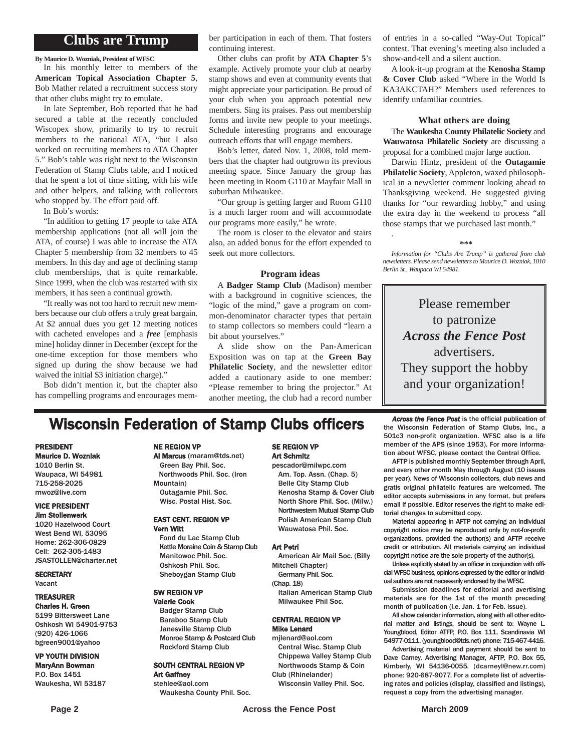## Clubs are Trump

**By Maurice D. Wozniak, President of WFSC**

In his monthly letter to members of the **American Topical Association Chapter 5**, Bob Mather related a recruitment success story that other clubs might try to emulate.

In late September, Bob reported that he had secured a table at the recently concluded Wiscopex show, primarily to try to recruit members to the national ATA, "but I also worked on recruiting members to ATA Chapter 5." Bob's table was right next to the Wisconsin Federation of Stamp Clubs table, and I noticed that he spent a lot of time sitting, with his wife and other helpers, and talking with collectors who stopped by. The effort paid off.

In Bob's words:

"In addition to getting 17 people to take ATA membership applications (not all will join the ATA, of course) I was able to increase the ATA Chapter 5 membership from 32 members to 45 members. In this day and age of declining stamp club memberships, that is quite remarkable. Since 1999, when the club was restarted with six members, it has seen a continual growth.

"It really was not too hard to recruit new members because our club offers a truly great bargain. At $2 annual dues you get 12 meeting notices with cacheted envelopes and a ***free*** [emphasis mine] holiday dinner in December (except for the one-time exception for those members who signed up during the show because we had waived the initial $3 initiation charge)."

Bob didn't mention it, but the chapter also has compelling programs and encourages member participation in each of them. That fosters continuing interest.

Other clubs can profit by **ATA Chapter 5**'s example. Actively promote your club at nearby stamp shows and even at community events that might appreciate your participation. Be proud of your club when you approach potential new members. Sing its praises. Pass out membership forms and invite new people to your meetings. Schedule interesting programs and encourage outreach efforts that will engage members.

Bob's letter, dated Nov. 1, 2008, told members that the chapter had outgrown its previous meeting space. Since January the group has been meeting in Room G110 at Mayfair Mall in suburban Milwaukee.

"Our group is getting larger and Room G110 is a much larger room and will accommodate our programs more easily," he wrote.

The room is closer to the elevator and stairs also, an added bonus for the effort expended to seek out more collectors.

### Program ideas

A **Badger Stamp Club** (Madison) member with a background in cognitive sciences, the "logic of the mind," gave a program on common-denominator character types that pertain to stamp collectors so members could "learn a bit about yourselves."

A slide show on the Pan-American Exposition was on tap at the **Green Bay Philatelic Society**, and the newsletter editor added a cautionary aside to one member: "Please remember to bring the projector." At another meeting, the club had a record number of entries in a so-called "Way-Out Topical" contest. That evening's meeting also included a show-and-tell and a silent auction.

A look-it-up program at the **Kenosha Stamp & Cover Club** asked "Where in the World Is KA3AKCTAH?" Members used references to identify unfamiliar countries.

### What others are doing

The **Waukesha County Philatelic Society** and **Wauwatosa Philatelic Society** are discussing a proposal for a combined major large auction.

Darwin Hintz, president of the **Outagamie Philatelic Society**, Appleton, waxed philosophical in a newsletter comment looking ahead to Thanksgiving weekend. He suggested giving thanks for "our rewarding hobby," and using the extra day in the weekend to process "all those stamps that we purchased last month."

\*\*\*

*Information for "Clubs Are Trump" is gathered from club newsletters. Please send newsletters to Maurice D. Wozniak, 1010 Berlin St., Waupaca WI 54981.*

Please remember to patronize ***Across the Fence Post*** advertisers. They support the hobby and your organization!

## Wisconsin Federation of Stamp Clubs officers

**PRESIDENT**
**Maurice D. Wozniak**
1010 Berlin St.
Waupaca, WI 54981
715-258-2025
mwoz@live.com

**VICE PRESIDENT**
**Jim Stollenwerk**
1020 Hazelwood Court
West Bend WI, 53095
Home: 262-306-0829
Cell: 262-305-1483
JSASTOLLEN@charter.net

**SECRETARY**
Vacant

**TREASURER**
**Charles H. Green**
5199 Bittersweet Lane
Oshkosh WI 54901-9753
(920) 426-1066
bgreen9001@yahoo

**VP YOUTH DIVISION**
**MaryAnn Bowman**
P.O. Box 1451
Waukesha, WI 53187

**NE REGION VP**
**Al Marcus** (maram@tds.net)
Green Bay Phil. Soc.
Northwoods Phil. Soc. (Iron Mountain)
Outagamie Phil. Soc.
Wisc. Postal Hist. Soc.

**EAST CENT. REGION VP**
**Vern Witt**
Fond du Lac Stamp Club
Kettle Moraine Coin & Stamp Club
Manitowoc Phil. Soc.
Oshkosh Phil. Soc.
Sheboygan Stamp Club

**SW REGION VP**
**Valerie Cook**
Badger Stamp Club
Baraboo Stamp Club
Janesville Stamp Club
Monroe Stamp & Postcard Club
Rockford Stamp Club

**SOUTH CENTRAL REGION VP**
**Art Gaffney**
stehlee@aol.com
Waukesha County Phil. Soc.

**SE REGION VP**
**Art Schmitz**
pescador@milwpc.com
Am. Top. Assn. (Chap. 5)
Belle City Stamp Club
Kenosha Stamp & Cover Club
North Shore Phil. Soc. (Milw.)
Northwestern Mutual Stamp Club
Polish American Stamp Club
Wauwatosa Phil. Soc.

**Art Petri**
American Air Mail Soc. (Billy Mitchell Chapter)
Germany Phil. Soc. (Chap. 18)
Italian American Stamp Club
Milwaukee Phil Soc.

**CENTRAL REGION VP**
**Mike Lenard**
mjlenard@aol.com
Central Wisc. Stamp Club
Chippewa Valley Stamp Club
Northwoods Stamp & Coin Club (Rhinelander)
Wisconsin Valley Phil. Soc.

***Across the Fence Post*** is the official publication of the Wisconsin Federation of Stamp Clubs, Inc., a 501c3 non-profit organization. WFSC also is a life member of the APS (since 1953). For more information about WFSC, please contact the Central Office.

AFTP is published monthly September through April, and every other month May through August (10 issues per year). News of Wisconsin collectors, club news and gratis original philatelic features are welcomed. The editor accepts submissions in any format, but prefers email if possible. Editor reserves the right to make editorial changes to submitted copy.

Material appearing in AFTP not carrying an individual copyright notice may be reproduced only by not-for-profit organizations, provided the author(s) and AFTP receive credit or attribution. All materials carrying an individual copyright notice are the sole property of the author(s).

Unless explicitly stated by an officer in conjunction with official WFSC business, opinions expressed by the editor or individual authors are not necessarily endorsed by the WFSC.

Submission deadlines for editorial and avertising materials are for the 1st of the month preceding month of publication (i.e. Jan. 1 for Feb. issue).

All show calendar information, along with all other editorial matter and listings, should be sent to: Wayne L. Youngblood, Editor ATFP, P.O. Box 111, Scandinavia WI 54977-0111. (youngblood@tds.net) phone: 715-467-4416.

Advertising material and payment should be sent to Dave Carney, Advertising Manager, AFTP, P.O. Box 55, Kimberly, WI 54136-0055. (dcarneyl@new.rr.com) phone: 920-687-9077. For a complete list of advertising rates and policies (display, classified and listings), request a copy from the advertising manager.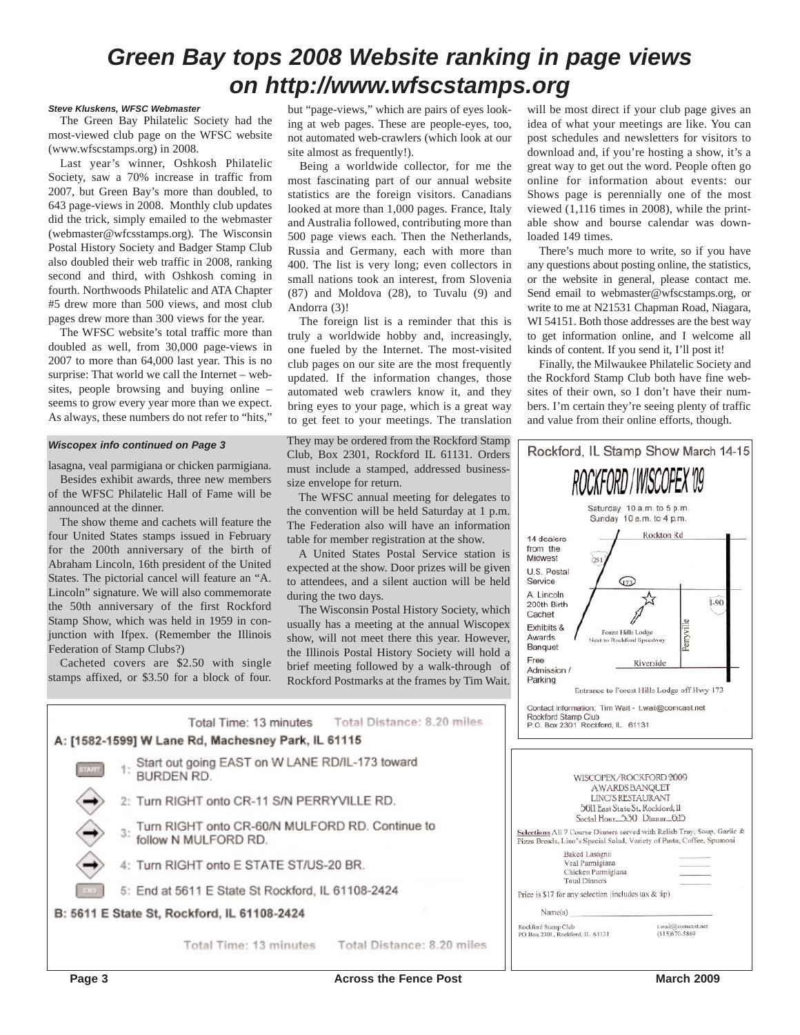# Green Bay tops 2008 Website ranking in page views on http://www.wfscstamps.org

***Steve Kluskens, WFSC Webmaster***

The Green Bay Philatelic Society had the most-viewed club page on the WFSC website (www.wfscstamps.org) in 2008.

Last year's winner, Oshkosh Philatelic Society, saw a 70% increase in traffic from 2007, but Green Bay's more than doubled, to 643 page-views in 2008. Monthly club updates did the trick, simply emailed to the webmaster (webmaster@wfcsstamps.org). The Wisconsin Postal History Society and Badger Stamp Club also doubled their web traffic in 2008, ranking second and third, with Oshkosh coming in fourth. Northwoods Philatelic and ATA Chapter #5 drew more than 500 views, and most club pages drew more than 300 views for the year.

The WFSC website's total traffic more than doubled as well, from 30,000 page-views in 2007 to more than 64,000 last year. This is no surprise: That world we call the Internet – websites, people browsing and buying online – seems to grow every year more than we expect. As always, these numbers do not refer to "hits," but "page-views," which are pairs of eyes looking at web pages. These are people-eyes, too, not automated web-crawlers (which look at our site almost as frequently!).

Being a worldwide collector, for me the most fascinating part of our annual website statistics are the foreign visitors. Canadians looked at more than 1,000 pages. France, Italy and Australia followed, contributing more than 500 page views each. Then the Netherlands, Russia and Germany, each with more than 400. The list is very long; even collectors in small nations took an interest, from Slovenia (87) and Moldova (28), to Tuvalu (9) and Andorra (3)!

The foreign list is a reminder that this is truly a worldwide hobby and, increasingly, one fueled by the Internet. The most-visited club pages on our site are the most frequently updated. If the information changes, those automated web crawlers know it, and they bring eyes to your page, which is a great way to get feet to your meetings. The translation will be most direct if your club page gives an idea of what your meetings are like. You can post schedules and newsletters for visitors to download and, if you're hosting a show, it's a great way to get out the word. People often go online for information about events: our Shows page is perennially one of the most viewed (1,116 times in 2008), while the printable show and bourse calendar was downloaded 149 times.

There's much more to write, so if you have any questions about posting online, the statistics, or the website in general, please contact me. Send email to webmaster@wfscstamps.org, or write to me at N21531 Chapman Road, Niagara, WI 54151. Both those addresses are the best way to get information online, and I welcome all kinds of content. If you send it, I'll post it!

Finally, the Milwaukee Philatelic Society and the Rockford Stamp Club both have fine websites of their own, so I don't have their numbers. I'm certain they're seeing plenty of traffic and value from their online efforts, though.

***Wiscopex info continued on Page 3***

lasagna, veal parmigiana or chicken parmigiana.

Besides exhibit awards, three new members of the WFSC Philatelic Hall of Fame will be announced at the dinner.

The show theme and cachets will feature the four United States stamps issued in February for the 200th anniversary of the birth of Abraham Lincoln, 16th president of the United States. The pictorial cancel will feature an "A. Lincoln" signature. We will also commemorate the 50th anniversary of the first Rockford Stamp Show, which was held in 1959 in conjunction with Ifpex. (Remember the Illinois Federation of Stamp Clubs?)

Cacheted covers are $2.50 with single stamps affixed, or $3.50 for a block of four. They may be ordered from the Rockford Stamp Club, Box 2301, Rockford IL 61131. Orders must include a stamped, addressed business-size envelope for return.

The WFSC annual meeting for delegates to the convention will be held Saturday at 1 p.m. The Federation also will have an information table for member registration at the show.

A United States Postal Service station is expected at the show. Door prizes will be given to attendees, and a silent auction will be held during the two days.

The Wisconsin Postal History Society, which usually has a meeting at the annual Wiscopex show, will not meet there this year. However, the Illinois Postal History Society will hold a brief meeting followed by a walk-through of Rockford Postmarks at the frames by Tim Wait.

**Rockford, IL Stamp Show March 14-15**

**ROCKFORD / WISCOPEX '09**

Saturday 10 a.m. to 5 p.m.
Sunday 10 a.m. to 4 p.m.

- 14 dealers from the Midwest
- U.S. Postal Service
- A. Lincoln 200th Birth Cachet
- Exhibits & Awards Banquet
- Free Admission / Parking

Rockton Rd · 251 · 173 · I-90 · Perryville · Riverside · Forest Hills Lodge Next to Rockford Speedway

Entrance to Forest Hills Lodge off Hwy 173

Contact Information: Tim Wait - t.wait@comcast.net
Rockford Stamp Club
P.O. Box 2301 Rockford, IL 61131

Total Time: 13 minutes Total Distance: 8.20 miles

**A: [1582-1599] W Lane Rd, Machesney Park, IL 61115**

1. Start out going EAST on W LANE RD/IL-173 toward BURDEN RD.
2. Turn RIGHT onto CR-11 S/N PERRYVILLE RD.
3. Turn RIGHT onto CR-60/N MULFORD RD. Continue to follow N MULFORD RD.
4. Turn RIGHT onto E STATE ST/US-20 BR.
5. End at 5611 E State St Rockford, IL 61108-2424

**B: 5611 E State St, Rockford, IL 61108-2424**

Total Time: 13 minutes Total Distance: 8.20 miles

WISCOPEX/ROCKFORD 2009
AWARDS BANQUET
LINO'S RESTAURANT
5611 East State St. Rockford, Il
Social Hour....5:30 Dinner....6:15

__Selections__ All 7 Course Dinners served with Relish Tray, Soup, Garlic & Pizza Breads, Lino's Special Salad, Variety of Pasta, Coffee, Spumoni

- Baked Lasagna ________
- Veal Parmigiana ________
- Chicken Parmigiana ________
- Total Dinners ________

Price is $17 for any selection (includes tax & tip)

Name(s) ____________________

Rockford Stamp Club
PO Box 2301, Rockford, IL 61131

t.wait@comcast.net
(815)670-5869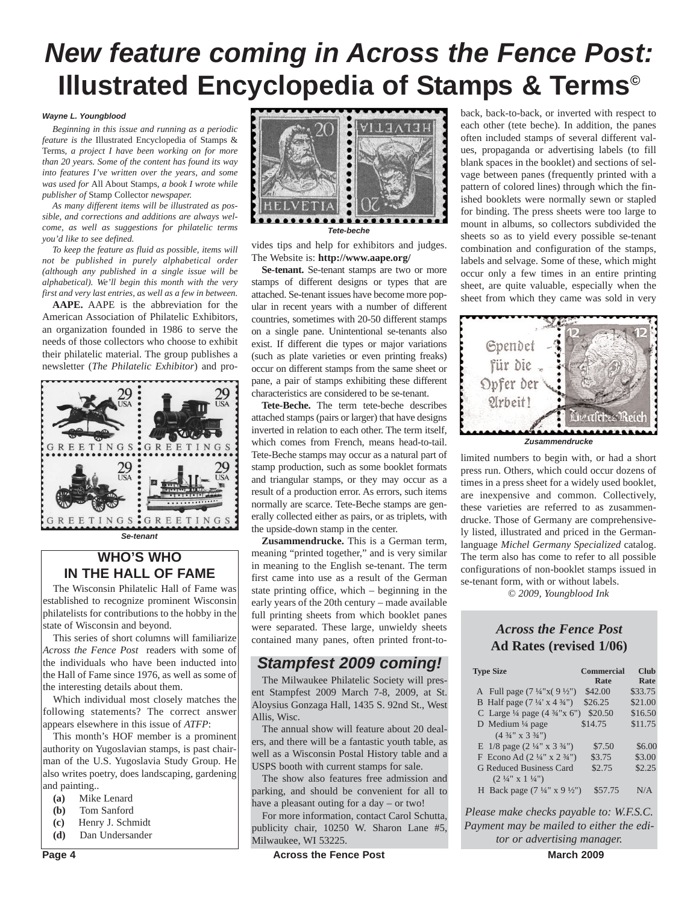# *New feature coming in Across the Fence Post:*
# Illustrated Encyclopedia of Stamps & Terms©

***Wayne L. Youngblood***

*Beginning in this issue and running as a periodic feature is the* Illustrated Encyclopedia of Stamps & Terms*, a project I have been working on for more than 20 years. Some of the content has found its way into features I've written over the years, and some was used for* All About Stamps*, a book I wrote while publisher of* Stamp Collector *newspaper.*

*As many different items will be illustrated as possible, and corrections and additions are always welcome, as well as suggestions for philatelic terms you'd like to see defined.*

*To keep the feature as fluid as possible, items will not be published in purely alphabetical order (although any published in a single issue will be alphabetical). We'll begin this month with the very first and very last entries, as well as a few in between.*

**AAPE.** AAPE is the abbreviation for the American Association of Philatelic Exhibitors, an organization founded in 1986 to serve the needs of those collectors who choose to exhibit their philatelic material. The group publishes a newsletter (*The Philatelic Exhibitor*) and provides tips and help for exhibitors and judges. The Website is: **http://www.aape.org/**

*Se-tenant*

*Tete-beche*

**Se-tenant.** Se-tenant stamps are two or more stamps of different designs or types that are attached. Se-tenant issues have become more popular in recent years with a number of different countries, sometimes with 20-50 different stamps on a single pane. Unintentional se-tenants also exist. If different die types or major variations (such as plate varieties or even printing freaks) occur on different stamps from the same sheet or pane, a pair of stamps exhibiting these different characteristics are considered to be se-tenant.

**Tete-Beche.** The term tete-beche describes attached stamps (pairs or larger) that have designs inverted in relation to each other. The term itself, which comes from French, means head-to-tail. Tete-Beche stamps may occur as a natural part of stamp production, such as some booklet formats and triangular stamps, or they may occur as a result of a production error. As errors, such items normally are scarce. Tete-Beche stamps are generally collected either as pairs, or as triplets, with the upside-down stamp in the center.

**Zusammendrucke.** This is a German term, meaning "printed together," and is very similar in meaning to the English se-tenant. The term first came into use as a result of the German state printing office, which – beginning in the early years of the 20th century – made available full printing sheets from which booklet panes were separated. These large, unwieldy sheets contained many panes, often printed front-to-back, back-to-back, or inverted with respect to each other (tete beche). In addition, the panes often included stamps of several different values, propaganda or advertising labels (to fill blank spaces in the booklet) and sections of selvage between panes (frequently printed with a pattern of colored lines) through which the finished booklets were normally sewn or stapled for binding. The press sheets were too large to mount in albums, so collectors subdivided the sheets so as to yield every possible se-tenant combination and configuration of the stamps, labels and selvage. Some of these, which might occur only a few times in an entire printing sheet, are quite valuable, especially when the sheet from which they came was sold in very limited numbers to begin with, or had a short press run. Others, which could occur dozens of times in a press sheet for a widely used booklet, are inexpensive and common. Collectively, these varieties are referred to as zusammendrucke. Those of Germany are comprehensively listed, illustrated and priced in the German-language *Michel Germany Specialized* catalog. The term also has come to refer to all possible configurations of non-booklet stamps issued in se-tenant form, with or without labels.

*Zusammendrucke*

*© 2009, Youngblood Ink*

## WHO'S WHO IN THE HALL OF FAME

The Wisconsin Philatelic Hall of Fame was established to recognize prominent Wisconsin philatelists for contributions to the hobby in the state of Wisconsin and beyond.

This series of short columns will familiarize *Across the Fence Post* readers with some of the individuals who have been inducted into the Hall of Fame since 1976, as well as some of the interesting details about them.

Which individual most closely matches the following statements? The correct answer appears elsewhere in this issue of *ATFP*:

This month's HOF member is a prominent authority on Yugoslavian stamps, is past chairman of the U.S. Yugoslavia Study Group. He also writes poetry, does landscaping, gardening and painting..

- **(a)** Mike Lenard
- **(b)** Tom Sanford
- **(c)** Henry J. Schmidt
- **(d)** Dan Undersander

## *Stampfest 2009 coming!*

The Milwaukee Philatelic Society will present Stampfest 2009 March 7-8, 2009, at St. Aloysius Gonzaga Hall, 1435 S. 92nd St., West Allis, Wisc.

The annual show will feature about 20 dealers, and there will be a fantastic youth table, as well as a Wisconsin Postal History table and a USPS booth with current stamps for sale.

The show also features free admission and parking, and should be convenient for all to have a pleasant outing for a day – or two!

For more information, contact Carol Schutta, publicity chair, 10250 W. Sharon Lane #5, Milwaukee, WI 53225.

## *Across the Fence Post* Ad Rates (revised 1/06)

| Type Size | Commercial Rate | Club Rate |
|---|---|---|
| A Full page (7 ¼"x( 9 ½") | $42.00 | $33.75 |
| B Half page (7 ¼' x 4 ¾") | $26.25 | $21.00 |
| C Large ¼ page (4 ¾"x 6") | $20.50 | $16.50 |
| D Medium ¼ page (4 ¾" x 3 ¾") | $14.75 | $11.75 |
| E 1/8 page (2 ¼" x 3 ¾") | $7.50 | $6.00 |
| F Econo Ad (2 ¼" x 2 ¾") | $3.75 | $3.00 |
| G Reduced Business Card (2 ¼" x 1 ¼") | $2.75 | $2.25 |
| H Back page (7 ¼" x 9 ½") | $57.75 | N/A |

*Please make checks payable to: W.F.S.C. Payment may be mailed to either the editor or advertising manager.*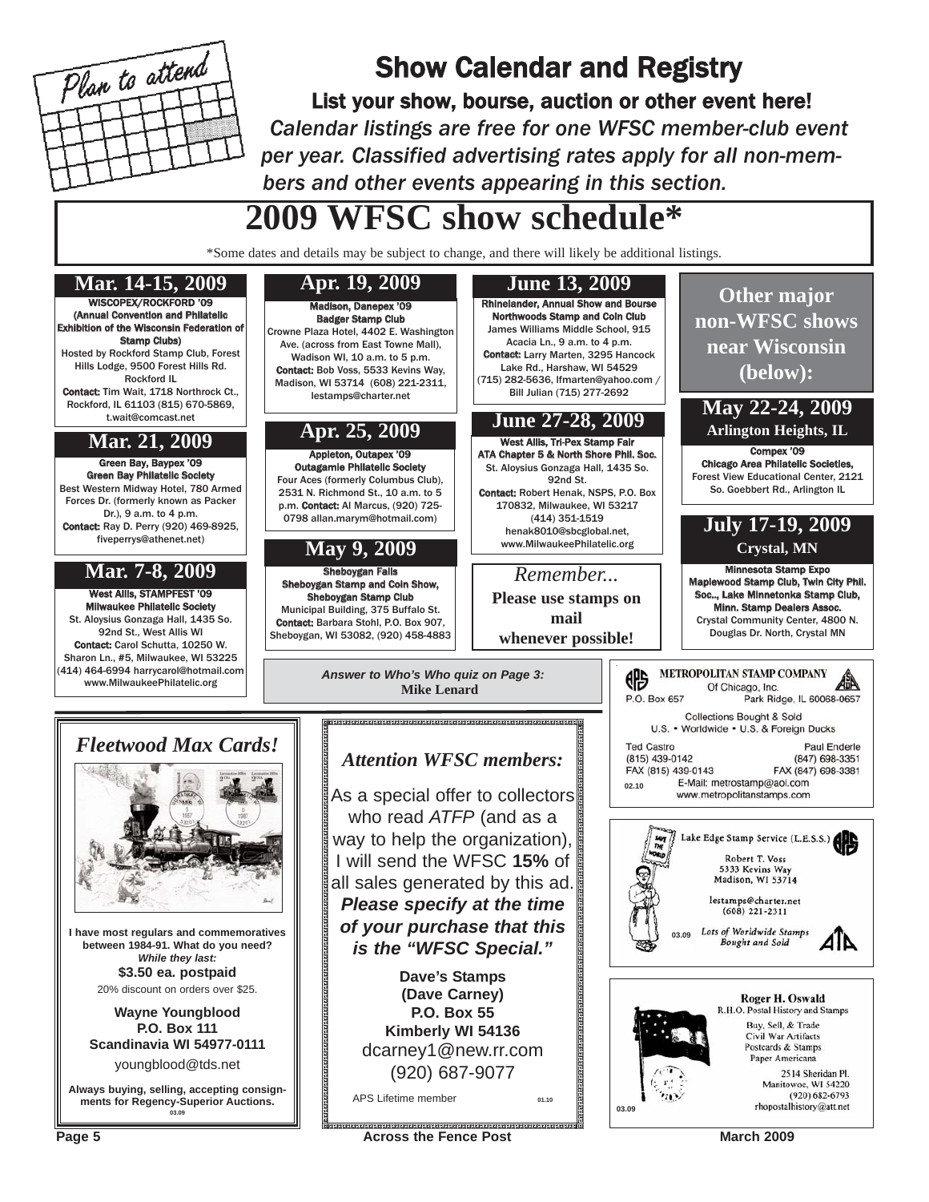# Show Calendar and Registry

**List your show, bourse, auction or other event here!**

*Calendar listings are free for one WFSC member-club event per year. Classified advertising rates apply for all non-members and other events appearing in this section.*

## 2009 WFSC show schedule*

*Some dates and details may be subject to change, and there will likely be additional listings.

### Mar. 7-8, 2009

**West Allis, STAMPFEST '09**
**Milwaukee Philatelic Society**
St. Aloysius Gonzaga Hall, 1435 So. 92nd St., West Allis WI
**Contact:** Carol Schutta, 10250 W. Sharon Ln., #5, Milwaukee, WI 53225 (414) 464-6994 harrycarol@hotmail.com www.MilwaukeePhilatelic.org

### Mar. 14-15, 2009

**WISCOPEX/ROCKFORD '09**
**(Annual Convention and Philatelic Exhibition of the Wisconsin Federation of Stamp Clubs)**
Hosted by Rockford Stamp Club, Forest Hills Lodge, 9500 Forest Hills Rd. Rockford IL
**Contact:** Tim Wait, 1718 Northrock Ct., Rockford, IL 61103 (815) 670-5869, t.wait@comcast.net

### Mar. 21, 2009

**Green Bay, Baypex '09**
**Green Bay Philatelic Society**
Best Western Midway Hotel, 780 Armed Forces Dr. (formerly known as Packer Dr.), 9 a.m. to 4 p.m.
**Contact:** Ray D. Perry (920) 469-8925, fiveperrys@athenet.net)

### Apr. 19, 2009

**Madison, Danepex '09**
**Badger Stamp Club**
Crowne Plaza Hotel, 4402 E. Washington Ave. (across from East Towne Mall), Wadison WI, 10 a.m. to 5 p.m.
**Contact:** Bob Voss, 5533 Kevins Way, Madison, WI 53714 (608) 221-2311, lestamps@charter.net

### Apr. 25, 2009

**Appleton, Outapex '09**
**Outagamie Philatelic Society**
Four Aces (formerly Columbus Club), 2531 N. Richmond St., 10 a.m. to 5 p.m. **Contact:** Al Marcus, (920) 725-0798 allan.marym@hotmail.com)

### May 9, 2009

**Sheboygan Falls**
**Sheboygan Stamp and Coin Show, Sheboygan Stamp Club**
Municipal Building, 375 Buffalo St.
**Contact:** Barbara Stohl, P.O. Box 907, Sheboygan, WI 53082, (920) 458-4883

### June 13, 2009

**Rhinelander, Annual Show and Bourse**
**Northwoods Stamp and Coin Club**
James Williams Middle School, 915 Acacia Ln., 9 a.m. to 4 p.m.
**Contact:** Larry Marten, 3295 Hancock Lake Rd., Harshaw, WI 54529 (715) 282-5636, lfmarten@yahoo.com / Bill Julian (715) 277-2692

### June 27-28, 2009

**West Allis, Tri-Pex Stamp Fair**
**ATA Chapter 5 & North Shore Phil. Soc.**
St. Aloysius Gonzaga Hall, 1435 So. 92nd St.
**Contact:** Robert Henak, NSPS, P.O. Box 170832, Milwaukee, WI 53217 (414) 351-1519 henak8010@sbcglobal.net, www.MilwaukeePhilatelic.org

*Remember...*
**Please use stamps on mail whenever possible!**

## Other major non-WFSC shows near Wisconsin (below):

### May 22-24, 2009 — Arlington Heights, IL

**Compex '09**
**Chicago Area Philatelic Societies,**
Forest View Educational Center, 2121 So. Goebbert Rd., Arlington IL

### July 17-19, 2009 — Crystal, MN

**Minnesota Stamp Expo**
**Maplewood Stamp Club, Twin City Phil. Soc.., Lake Minnetonka Stamp Club, Minn. Stamp Dealers Assoc.**
Crystal Community Center, 4800 N. Douglas Dr. North, Crystal MN

***Answer to Who's Who quiz on Page 3:***
**Mike Lenard**

---

## *Fleetwood Max Cards!*

**I have most regulars and commemoratives between 1984-91. What do you need?**
***While they last:***
**$3.50 ea. postpaid**
20% discount on orders over $25.

**Wayne Youngblood**
**P.O. Box 111**
**Scandinavia WI 54977-0111**
youngblood@tds.net

**Always buying, selling, accepting consignments for Regency-Superior Auctions.**
03.09

---

## *Attention WFSC members:*

As a special offer to collectors who read *ATFP* (and as a way to help the organization), I will send the WFSC **15%** of all sales generated by this ad. ***Please specify at the time of your purchase that this is the "WFSC Special."***

**Dave's Stamps**
**(Dave Carney)**
**P.O. Box 55**
**Kimberly WI 54136**
dcarney1@new.rr.com
(920) 687-9077

APS Lifetime member 01.10

---

**METROPOLITAN STAMP COMPANY**
Of Chicago, Inc.
P.O. Box 657 Park Ridge, IL 60068-0657

Collections Bought & Sold
U.S. • Worldwide • U.S. & Foreign Ducks

Ted Castro (815) 439-0142 FAX (815) 439-0143
Paul Enderle (847) 698-3351 FAX (847) 698-3381
E-Mail: metrostamp@aol.com
www.metropolitanstamps.com
02.10

---

**Lake Edge Stamp Service (L.E.S.S.)**
Robert T. Voss
5333 Kevins Way
Madison, WI 53714
lestamps@charter.net
(608) 221-2311
*Lots of Worldwide Stamps Bought and Sold*
03.09

---

**Roger H. Oswald**
R.H.O. Postal History and Stamps
Buy, Sell, & Trade
Civil War Artifacts
Postcards & Stamps
Paper Americana
2514 Sheridan Pl.
Manitowoc, WI 54220
(920) 682-6793
rhopostalhistory@att.net
03.09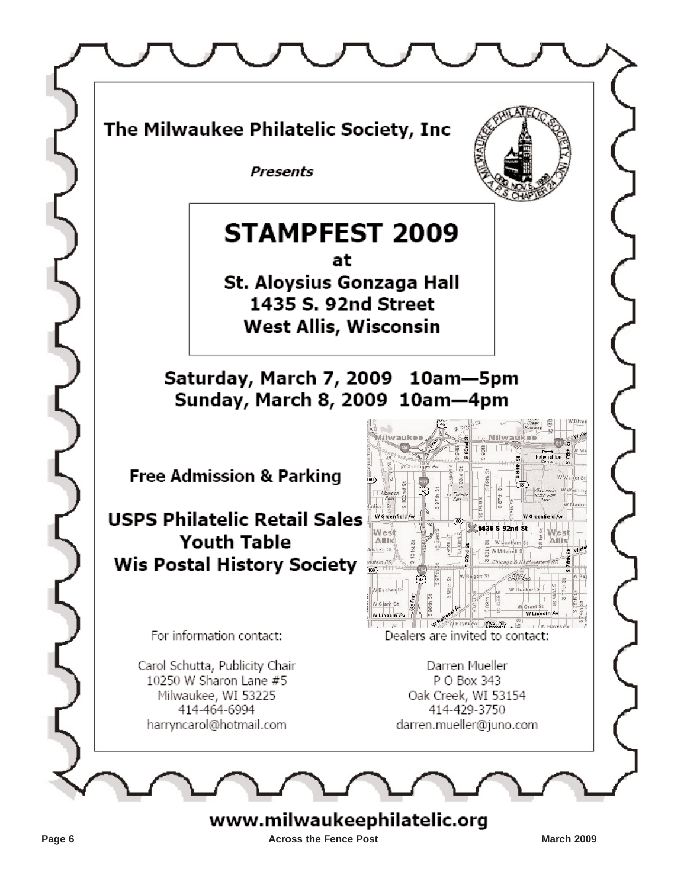# The Milwaukee Philatelic Society, Inc

***Presents***

## STAMPFEST 2009

**at**

**St. Aloysius Gonzaga Hall**
**1435 S. 92nd Street**
**West Allis, Wisconsin**

**Saturday, March 7, 2009 10am—5pm**
**Sunday, March 8, 2009 10am—4pm**

**Free Admission & Parking**

**USPS Philatelic Retail Sales**
**Youth Table**
**Wis Postal History Society**

For information contact:

Carol Schutta, Publicity Chair
10250 W Sharon Lane #5
Milwaukee, WI 53225
414-464-6994
harryncarol@hotmail.com

Dealers are invited to contact:

Darren Mueller
P O Box 343
Oak Creek, WI 53154
414-429-3750
darren.mueller@juno.com

**www.milwaukeephilatelic.org**